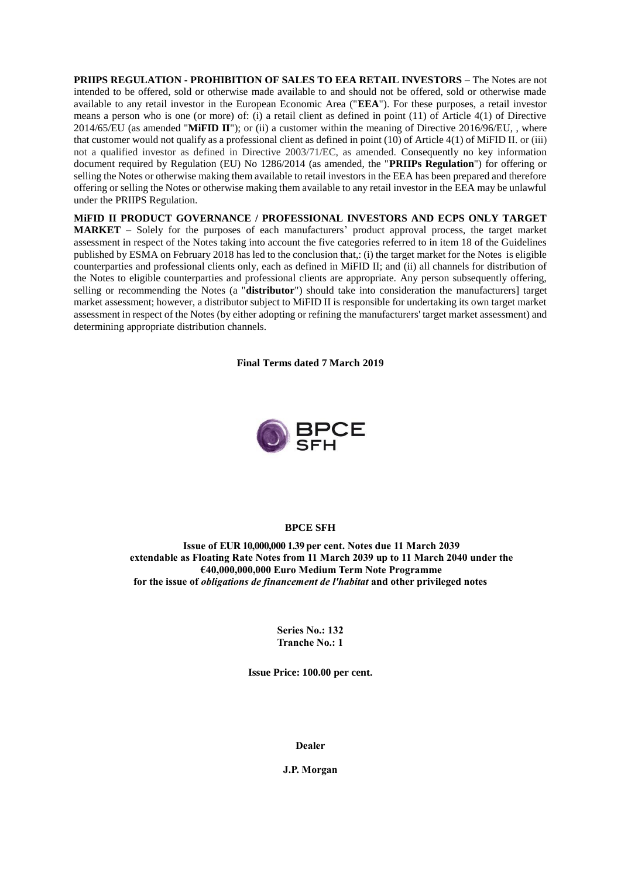**PRIIPS REGULATION - PROHIBITION OF SALES TO EEA RETAIL INVESTORS** – The Notes are not intended to be offered, sold or otherwise made available to and should not be offered, sold or otherwise made available to any retail investor in the European Economic Area ("**EEA**"). For these purposes, a retail investor means a person who is one (or more) of: (i) a retail client as defined in point (11) of Article 4(1) of Directive 2014/65/EU (as amended "**MiFID II**"); or (ii) a customer within the meaning of Directive 2016/96/EU, , where that customer would not qualify as a professional client as defined in point (10) of Article 4(1) of MiFID II. or (iii) not a qualified investor as defined in Directive 2003/71/EC, as amended. Consequently no key information document required by Regulation (EU) No 1286/2014 (as amended, the "**PRIIPs Regulation**") for offering or selling the Notes or otherwise making them available to retail investors in the EEA has been prepared and therefore offering or selling the Notes or otherwise making them available to any retail investor in the EEA may be unlawful under the PRIIPS Regulation.

**MiFID II PRODUCT GOVERNANCE / PROFESSIONAL INVESTORS AND ECPS ONLY TARGET MARKET** – Solely for the purposes of each manufacturers' product approval process, the target market assessment in respect of the Notes taking into account the five categories referred to in item 18 of the Guidelines published by ESMA on February 2018 has led to the conclusion that,: (i) the target market for the Notes is eligible counterparties and professional clients only, each as defined in MiFID II; and (ii) all channels for distribution of the Notes to eligible counterparties and professional clients are appropriate. Any person subsequently offering, selling or recommending the Notes (a "**distributor**") should take into consideration the manufacturers] target market assessment; however, a distributor subject to MiFID II is responsible for undertaking its own target market assessment in respect of the Notes (by either adopting or refining the manufacturers' target market assessment) and determining appropriate distribution channels.

**Final Terms dated 7 March 2019**

**BPCE SFH**

**Issue of EUR 10,000,000 1.39 per cent. Notes due 11 March 2039 extendable as Floating Rate Notes from 11 March 2039 up to 11 March 2040 under the €40,000,000,000 Euro Medium Term Note Programme for the issue of *obligations de financement de l'habitat* and other privileged notes**

**Series No.: 132**
**Tranche No.: 1**

**Issue Price: 100.00 per cent.**

**Dealer**

**J.P. Morgan**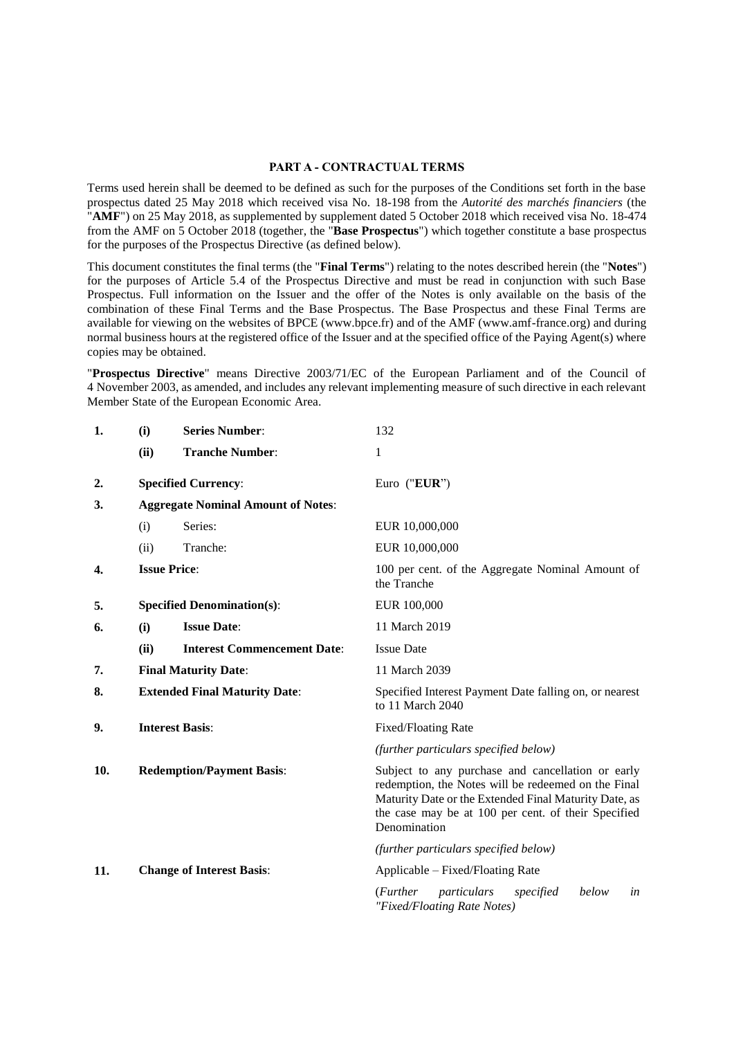## PART A - CONTRACTUAL TERMS

Terms used herein shall be deemed to be defined as such for the purposes of the Conditions set forth in the base prospectus dated 25 May 2018 which received visa No. 18-198 from the *Autorité des marchés financiers* (the "**AMF**") on 25 May 2018, as supplemented by supplement dated 5 October 2018 which received visa No. 18-474 from the AMF on 5 October 2018 (together, the "**Base Prospectus**") which together constitute a base prospectus for the purposes of the Prospectus Directive (as defined below).

This document constitutes the final terms (the "**Final Terms**") relating to the notes described herein (the "**Notes**") for the purposes of Article 5.4 of the Prospectus Directive and must be read in conjunction with such Base Prospectus. Full information on the Issuer and the offer of the Notes is only available on the basis of the combination of these Final Terms and the Base Prospectus. The Base Prospectus and these Final Terms are available for viewing on the websites of BPCE (www.bpce.fr) and of the AMF (www.amf-france.org) and during normal business hours at the registered office of the Issuer and at the specified office of the Paying Agent(s) where copies may be obtained.

"**Prospectus Directive**" means Directive 2003/71/EC of the European Parliament and of the Council of 4 November 2003, as amended, and includes any relevant implementing measure of such directive in each relevant Member State of the European Economic Area.

| | | | |
|---|---|---|---|
| **1.** | **(i)** | **Series Number**: | 132 |
| | **(ii)** | **Tranche Number**: | 1 |
| **2.** | | **Specified Currency**: | Euro ("**EUR**") |
| **3.** | | **Aggregate Nominal Amount of Notes**: | |
| | (i) | Series: | EUR 10,000,000 |
| | (ii) | Tranche: | EUR 10,000,000 |
| **4.** | | **Issue Price**: | 100 per cent. of the Aggregate Nominal Amount of the Tranche |
| **5.** | | **Specified Denomination(s)**: | EUR 100,000 |
| **6.** | **(i)** | **Issue Date**: | 11 March 2019 |
| | **(ii)** | **Interest Commencement Date**: | Issue Date |
| **7.** | | **Final Maturity Date**: | 11 March 2039 |
| **8.** | | **Extended Final Maturity Date**: | Specified Interest Payment Date falling on, or nearest to 11 March 2040 |
| **9.** | | **Interest Basis**: | Fixed/Floating Rate<br>*(further particulars specified below)* |
| **10.** | | **Redemption/Payment Basis**: | Subject to any purchase and cancellation or early redemption, the Notes will be redeemed on the Final Maturity Date or the Extended Final Maturity Date, as the case may be at 100 per cent. of their Specified Denomination<br>*(further particulars specified below)* |
| **11.** | | **Change of Interest Basis**: | Applicable – Fixed/Floating Rate<br>(*Further particulars specified below in "Fixed/Floating Rate Notes)* |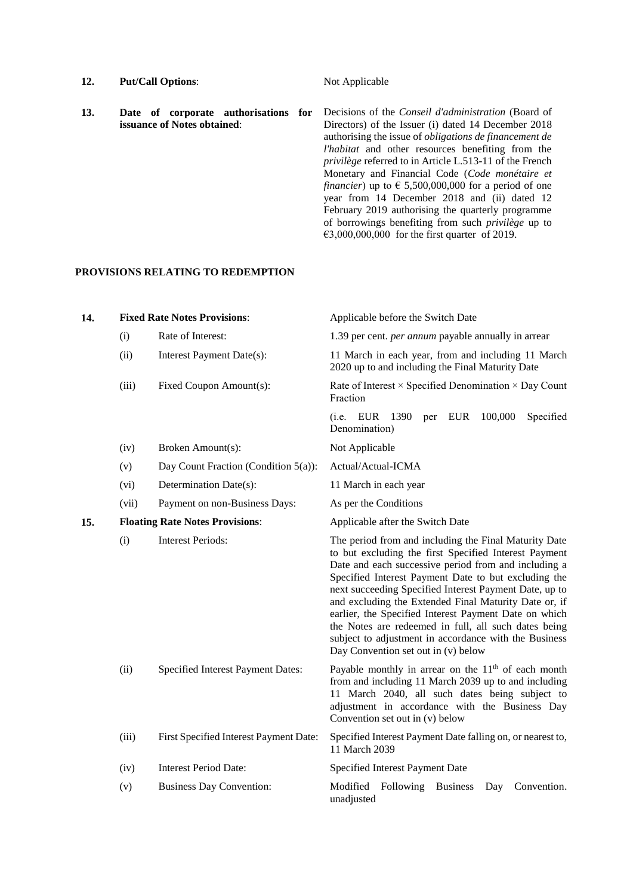| | | | |
|---|---|---|---|
| **12.** | **Put/Call Options**: | | Not Applicable |
| **13.** | **Date of corporate authorisations for issuance of Notes obtained**: | | Decisions of the *Conseil d'administration* (Board of Directors) of the Issuer (i) dated 14 December 2018 authorising the issue of *obligations de financement de l'habitat* and other resources benefiting from the *privilège* referred to in Article L.513-11 of the French Monetary and Financial Code (*Code monétaire et financier*) up to € 5,500,000,000 for a period of one year from 14 December 2018 and (ii) dated 12 February 2019 authorising the quarterly programme of borrowings benefiting from such *privilège* up to €3,000,000,000 for the first quarter of 2019. |

**PROVISIONS RELATING TO REDEMPTION**

| | | | |
|---|---|---|---|
| **14.** | **Fixed Rate Notes Provisions**: | | Applicable before the Switch Date |
| | (i) | Rate of Interest: | 1.39 per cent. *per annum* payable annually in arrear |
| | (ii) | Interest Payment Date(s): | 11 March in each year, from and including 11 March 2020 up to and including the Final Maturity Date |
| | (iii) | Fixed Coupon Amount(s): | Rate of Interest × Specified Denomination × Day Count Fraction<br>(i.e. EUR 1390 per EUR 100,000 Specified Denomination) |
| | (iv) | Broken Amount(s): | Not Applicable |
| | (v) | Day Count Fraction (Condition 5(a)): | Actual/Actual-ICMA |
| | (vi) | Determination Date(s): | 11 March in each year |
| | (vii) | Payment on non-Business Days: | As per the Conditions |
| **15.** | **Floating Rate Notes Provisions**: | | Applicable after the Switch Date |
| | (i) | Interest Periods: | The period from and including the Final Maturity Date to but excluding the first Specified Interest Payment Date and each successive period from and including a Specified Interest Payment Date to but excluding the next succeeding Specified Interest Payment Date, up to and excluding the Extended Final Maturity Date or, if earlier, the Specified Interest Payment Date on which the Notes are redeemed in full, all such dates being subject to adjustment in accordance with the Business Day Convention set out in (v) below |
| | (ii) | Specified Interest Payment Dates: | Payable monthly in arrear on the 11th of each month from and including 11 March 2039 up to and including 11 March 2040, all such dates being subject to adjustment in accordance with the Business Day Convention set out in (v) below |
| | (iii) | First Specified Interest Payment Date: | Specified Interest Payment Date falling on, or nearest to, 11 March 2039 |
| | (iv) | Interest Period Date: | Specified Interest Payment Date |
| | (v) | Business Day Convention: | Modified Following Business Day Convention. unadjusted |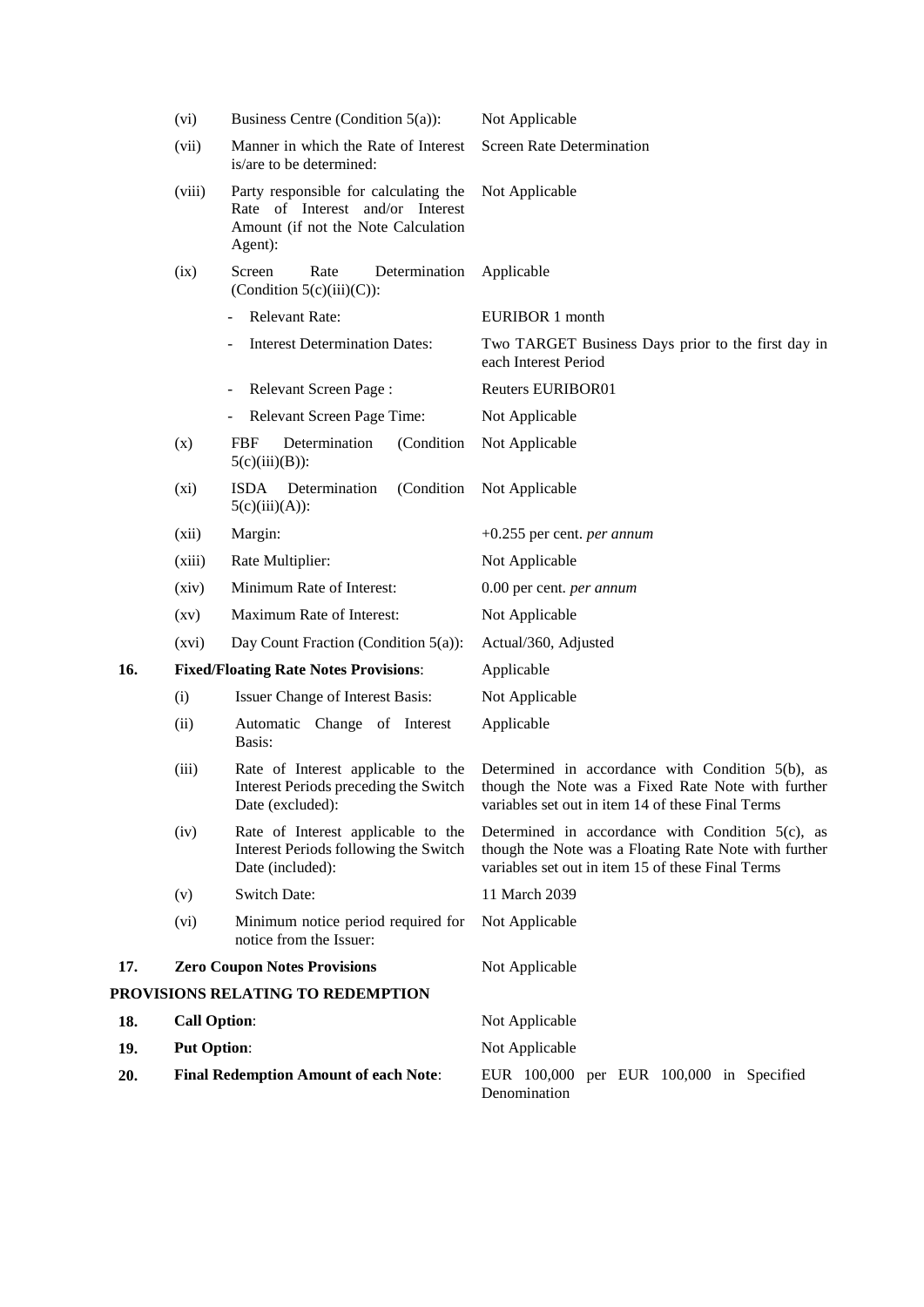| | | | |
|---|---|---|---|
| | (vi) | Business Centre (Condition 5(a)): | Not Applicable |
| | (vii) | Manner in which the Rate of Interest is/are to be determined: | Screen Rate Determination |
| | (viii) | Party responsible for calculating the Rate of Interest and/or Interest Amount (if not the Note Calculation Agent): | Not Applicable |
| | (ix) | Screen Rate Determination (Condition 5(c)(iii)(C)): | Applicable |
| | | - Relevant Rate: | EURIBOR 1 month |
| | | - Interest Determination Dates: | Two TARGET Business Days prior to the first day in each Interest Period |
| | | - Relevant Screen Page : | Reuters EURIBOR01 |
| | | - Relevant Screen Page Time: | Not Applicable |
| | (x) | FBF Determination (Condition 5(c)(iii)(B)): | Not Applicable |
| | (xi) | ISDA Determination (Condition 5(c)(iii)(A)): | Not Applicable |
| | (xii) | Margin: | +0.255 per cent. *per annum* |
| | (xiii) | Rate Multiplier: | Not Applicable |
| | (xiv) | Minimum Rate of Interest: | 0.00 per cent. *per annum* |
| | (xv) | Maximum Rate of Interest: | Not Applicable |
| | (xvi) | Day Count Fraction (Condition 5(a)): | Actual/360, Adjusted |
| **16.** | **Fixed/Floating Rate Notes Provisions**: | | Applicable |
| | (i) | Issuer Change of Interest Basis: | Not Applicable |
| | (ii) | Automatic Change of Interest Basis: | Applicable |
| | (iii) | Rate of Interest applicable to the Interest Periods preceding the Switch Date (excluded): | Determined in accordance with Condition 5(b), as though the Note was a Fixed Rate Note with further variables set out in item 14 of these Final Terms |
| | (iv) | Rate of Interest applicable to the Interest Periods following the Switch Date (included): | Determined in accordance with Condition 5(c), as though the Note was a Floating Rate Note with further variables set out in item 15 of these Final Terms |
| | (v) | Switch Date: | 11 March 2039 |
| | (vi) | Minimum notice period required for notice from the Issuer: | Not Applicable |
| **17.** | **Zero Coupon Notes Provisions** | | Not Applicable |

**PROVISIONS RELATING TO REDEMPTION**

| | | |
|---|---|---|
| **18.** | **Call Option**: | Not Applicable |
| **19.** | **Put Option**: | Not Applicable |
| **20.** | **Final Redemption Amount of each Note**: | EUR 100,000 per EUR 100,000 in Specified Denomination |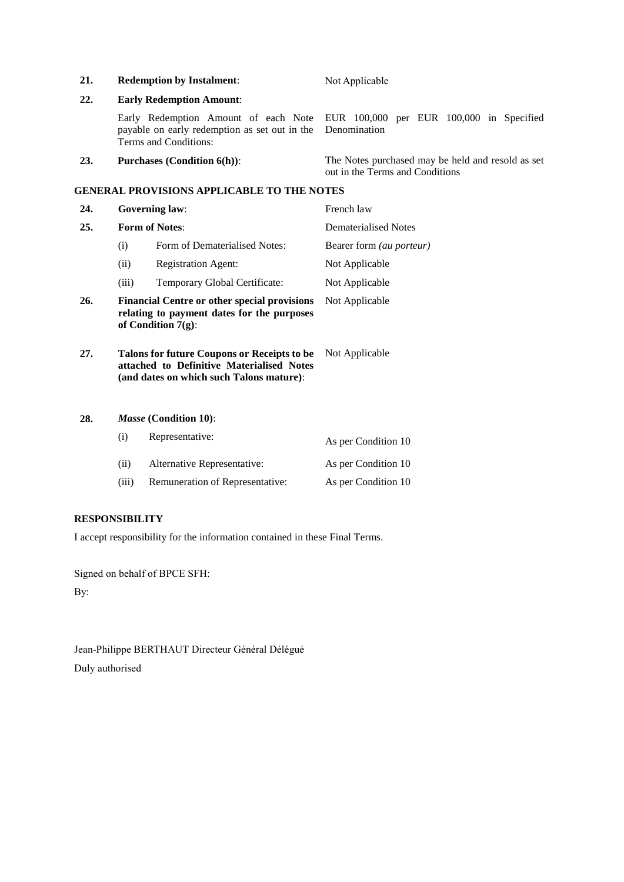| | | | |
|---|---|---|---|
| **21.** | **Redemption by Instalment**: | | Not Applicable |
| **22.** | **Early Redemption Amount**: | | |
| | Early Redemption Amount of each Note payable on early redemption as set out in the Terms and Conditions: | | EUR 100,000 per EUR 100,000 in Specified Denomination |
| **23.** | **Purchases (Condition 6(h))**: | | The Notes purchased may be held and resold as set out in the Terms and Conditions |

**GENERAL PROVISIONS APPLICABLE TO THE NOTES**

| | | | |
|---|---|---|---|
| **24.** | **Governing law**: | | French law |
| **25.** | **Form of Notes**: | | Dematerialised Notes |
| | (i) | Form of Dematerialised Notes: | Bearer form *(au porteur)* |
| | (ii) | Registration Agent: | Not Applicable |
| | (iii) | Temporary Global Certificate: | Not Applicable |
| **26.** | **Financial Centre or other special provisions relating to payment dates for the purposes of Condition 7(g)**: | | Not Applicable |
| **27.** | **Talons for future Coupons or Receipts to be attached to Definitive Materialised Notes (and dates on which such Talons mature)**: | | Not Applicable |
| **28.** | ***Masse* (Condition 10)**: | | |
| | (i) | Representative: | As per Condition 10 |
| | (ii) | Alternative Representative: | As per Condition 10 |
| | (iii) | Remuneration of Representative: | As per Condition 10 |

**RESPONSIBILITY**

I accept responsibility for the information contained in these Final Terms.

Signed on behalf of BPCE SFH:

By:

Jean-Philippe BERTHAUT Directeur Général Délégué

Duly authorised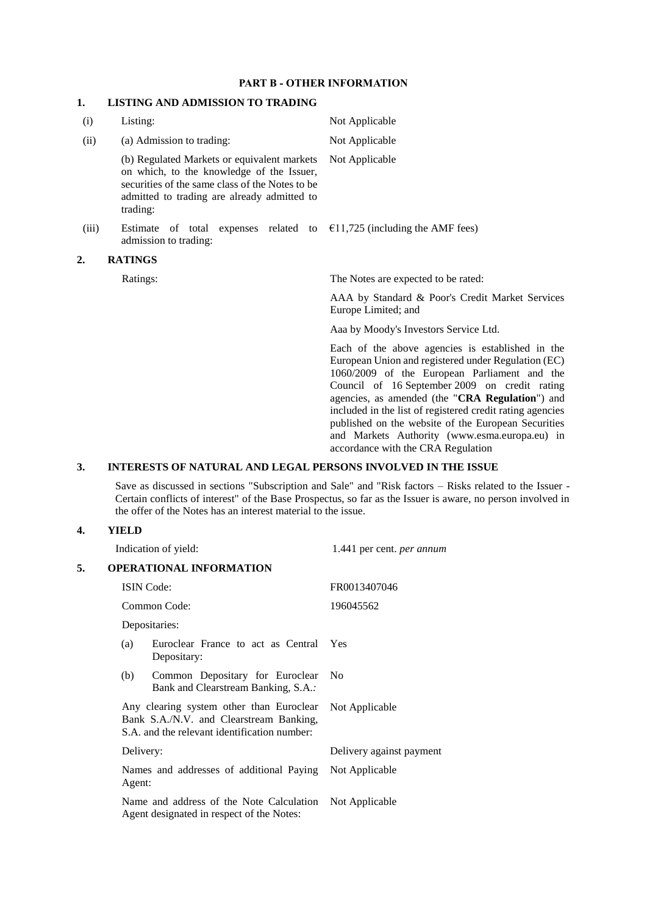## PART B - OTHER INFORMATION

### 1. LISTING AND ADMISSION TO TRADING

| | | |
|---|---|---|
| (i) | Listing: | Not Applicable |
| (ii) | (a) Admission to trading: | Not Applicable |
| | (b) Regulated Markets or equivalent markets on which, to the knowledge of the Issuer, securities of the same class of the Notes to be admitted to trading are already admitted to trading: | Not Applicable |
| (iii) | Estimate of total expenses related to admission to trading: | €11,725 (including the AMF fees) |

### 2. RATINGS

Ratings: The Notes are expected to be rated:

AAA by Standard & Poor's Credit Market Services Europe Limited; and

Aaa by Moody's Investors Service Ltd.

Each of the above agencies is established in the European Union and registered under Regulation (EC) 1060/2009 of the European Parliament and the Council of 16 September 2009 on credit rating agencies, as amended (the "**CRA Regulation**") and included in the list of registered credit rating agencies published on the website of the European Securities and Markets Authority (www.esma.europa.eu) in accordance with the CRA Regulation

### 3. INTERESTS OF NATURAL AND LEGAL PERSONS INVOLVED IN THE ISSUE

Save as discussed in sections "Subscription and Sale" and "Risk factors – Risks related to the Issuer - Certain conflicts of interest" of the Base Prospectus, so far as the Issuer is aware, no person involved in the offer of the Notes has an interest material to the issue.

### 4. YIELD

Indication of yield: 1.441 per cent. *per annum*

### 5. OPERATIONAL INFORMATION

| | |
|---|---|
| ISIN Code: | FR0013407046 |
| Common Code: | 196045562 |
| Depositaries: | |
| (a) Euroclear France to act as Central Depositary: | Yes |
| (b) Common Depositary for Euroclear Bank and Clearstream Banking, S.A.: | No |
| Any clearing system other than Euroclear Bank S.A./N.V. and Clearstream Banking, S.A. and the relevant identification number: | Not Applicable |
| Delivery: | Delivery against payment |
| Names and addresses of additional Paying Agent: | Not Applicable |
| Name and address of the Note Calculation Agent designated in respect of the Notes: | Not Applicable |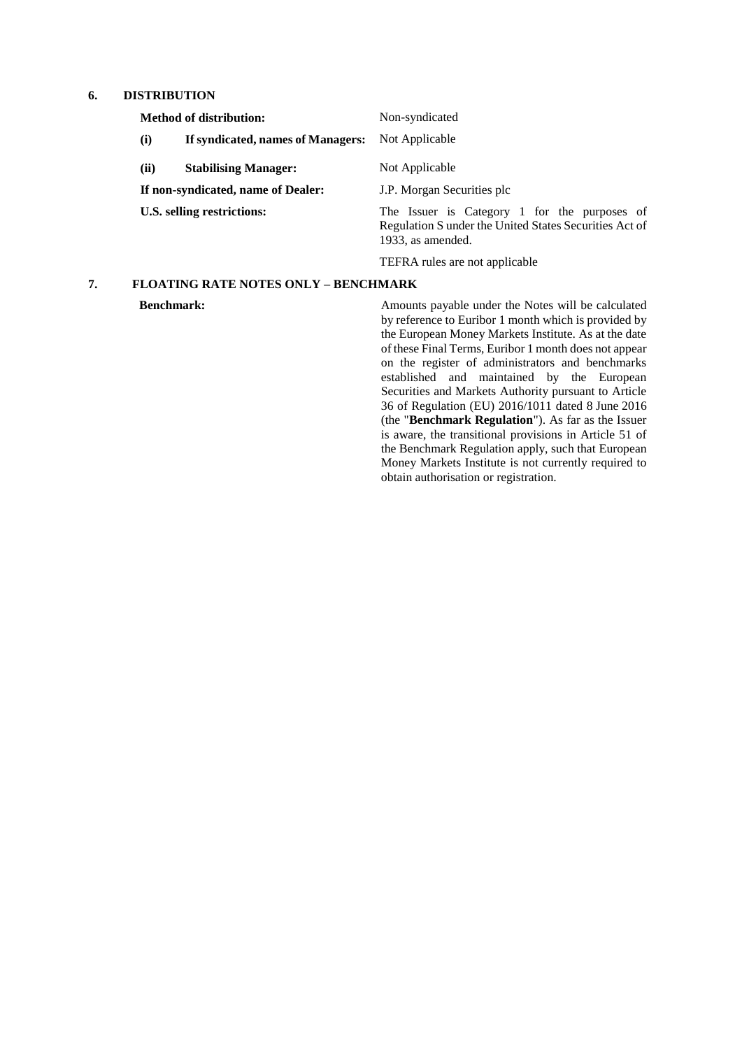## 6. DISTRIBUTION

| | |
|---|---|
| **Method of distribution:** | Non-syndicated |
| **(i) If syndicated, names of Managers:** | Not Applicable |
| **(ii) Stabilising Manager:** | Not Applicable |
| **If non-syndicated, name of Dealer:** | J.P. Morgan Securities plc |
| **U.S. selling restrictions:** | The Issuer is Category 1 for the purposes of Regulation S under the United States Securities Act of 1933, as amended. |
| | TEFRA rules are not applicable |

## 7. FLOATING RATE NOTES ONLY – BENCHMARK

| | |
|---|---|
| **Benchmark:** | Amounts payable under the Notes will be calculated by reference to Euribor 1 month which is provided by the European Money Markets Institute. As at the date of these Final Terms, Euribor 1 month does not appear on the register of administrators and benchmarks established and maintained by the European Securities and Markets Authority pursuant to Article 36 of Regulation (EU) 2016/1011 dated 8 June 2016 (the "**Benchmark Regulation**"). As far as the Issuer is aware, the transitional provisions in Article 51 of the Benchmark Regulation apply, such that European Money Markets Institute is not currently required to obtain authorisation or registration. |